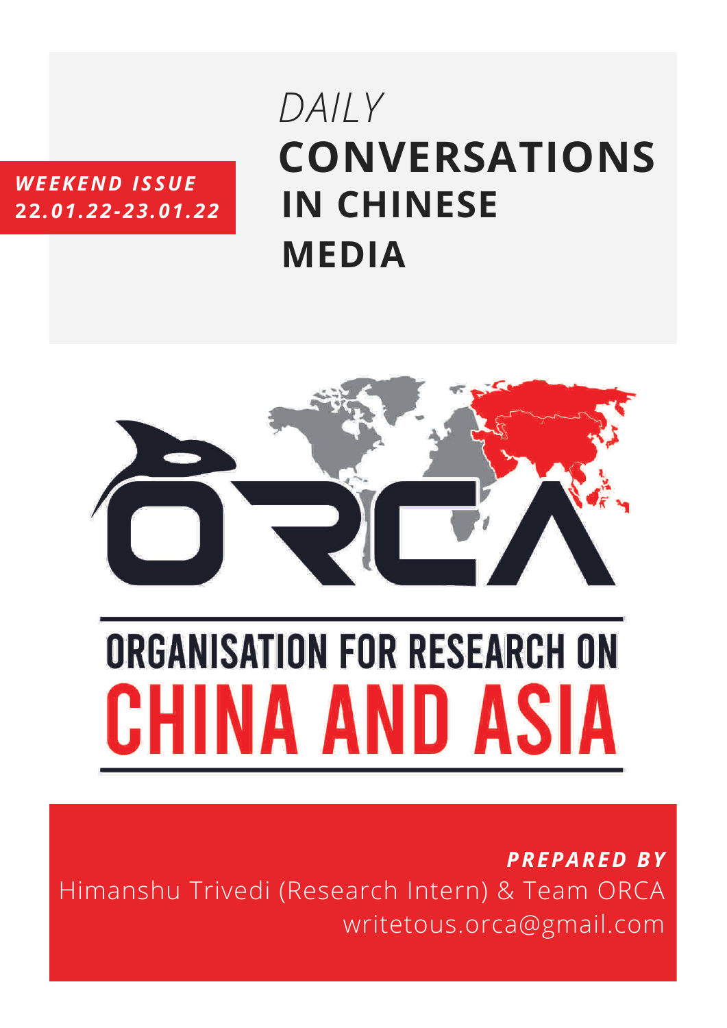***WEEKEND ISSUE***
***22.01.22-23.01.22***

# *DAILY* CONVERSATIONS IN CHINESE MEDIA

ORCA

ORGANISATION FOR RESEARCH ON CHINA AND ASIA

***PREPARED BY***

Himanshu Trivedi (Research Intern) & Team ORCA
writetous.orca@gmail.com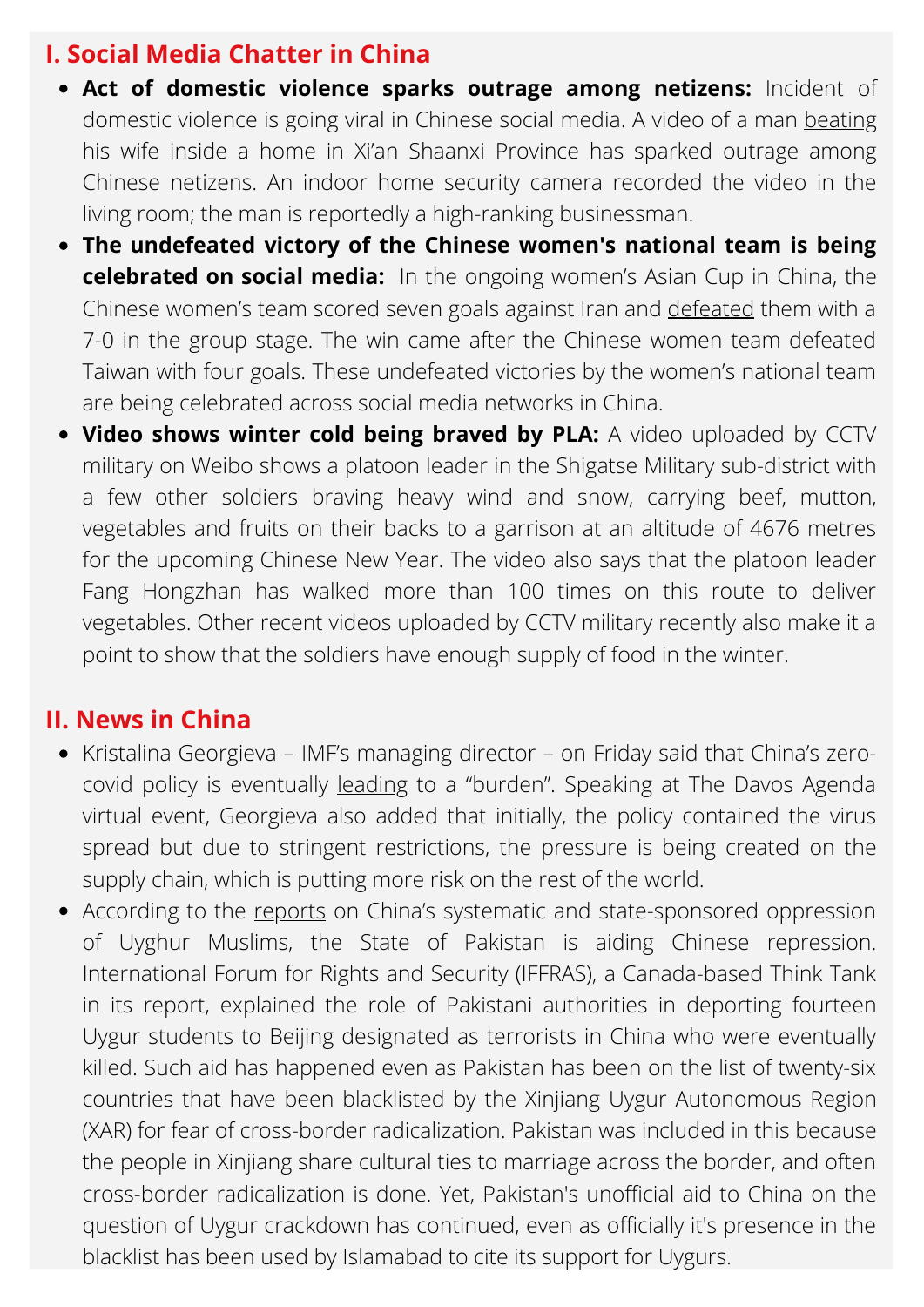## I. Social Media Chatter in China

- **Act of domestic violence sparks outrage among netizens:** Incident of domestic violence is going viral in Chinese social media. A video of a man beating his wife inside a home in Xi'an Shaanxi Province has sparked outrage among Chinese netizens. An indoor home security camera recorded the video in the living room; the man is reportedly a high-ranking businessman.
- **The undefeated victory of the Chinese women's national team is being celebrated on social media:** In the ongoing women's Asian Cup in China, the Chinese women's team scored seven goals against Iran and defeated them with a 7-0 in the group stage. The win came after the Chinese women team defeated Taiwan with four goals. These undefeated victories by the women's national team are being celebrated across social media networks in China.
- **Video shows winter cold being braved by PLA:** A video uploaded by CCTV military on Weibo shows a platoon leader in the Shigatse Military sub-district with a few other soldiers braving heavy wind and snow, carrying beef, mutton, vegetables and fruits on their backs to a garrison at an altitude of 4676 metres for the upcoming Chinese New Year. The video also says that the platoon leader Fang Hongzhan has walked more than 100 times on this route to deliver vegetables. Other recent videos uploaded by CCTV military recently also make it a point to show that the soldiers have enough supply of food in the winter.

## II. News in China

- Kristalina Georgieva – IMF's managing director – on Friday said that China's zero-covid policy is eventually leading to a "burden". Speaking at The Davos Agenda virtual event, Georgieva also added that initially, the policy contained the virus spread but due to stringent restrictions, the pressure is being created on the supply chain, which is putting more risk on the rest of the world.
- According to the reports on China's systematic and state-sponsored oppression of Uyghur Muslims, the State of Pakistan is aiding Chinese repression. International Forum for Rights and Security (IFFRAS), a Canada-based Think Tank in its report, explained the role of Pakistani authorities in deporting fourteen Uygur students to Beijing designated as terrorists in China who were eventually killed. Such aid has happened even as Pakistan has been on the list of twenty-six countries that have been blacklisted by the Xinjiang Uygur Autonomous Region (XAR) for fear of cross-border radicalization. Pakistan was included in this because the people in Xinjiang share cultural ties to marriage across the border, and often cross-border radicalization is done. Yet, Pakistan's unofficial aid to China on the question of Uygur crackdown has continued, even as officially it's presence in the blacklist has been used by Islamabad to cite its support for Uygurs.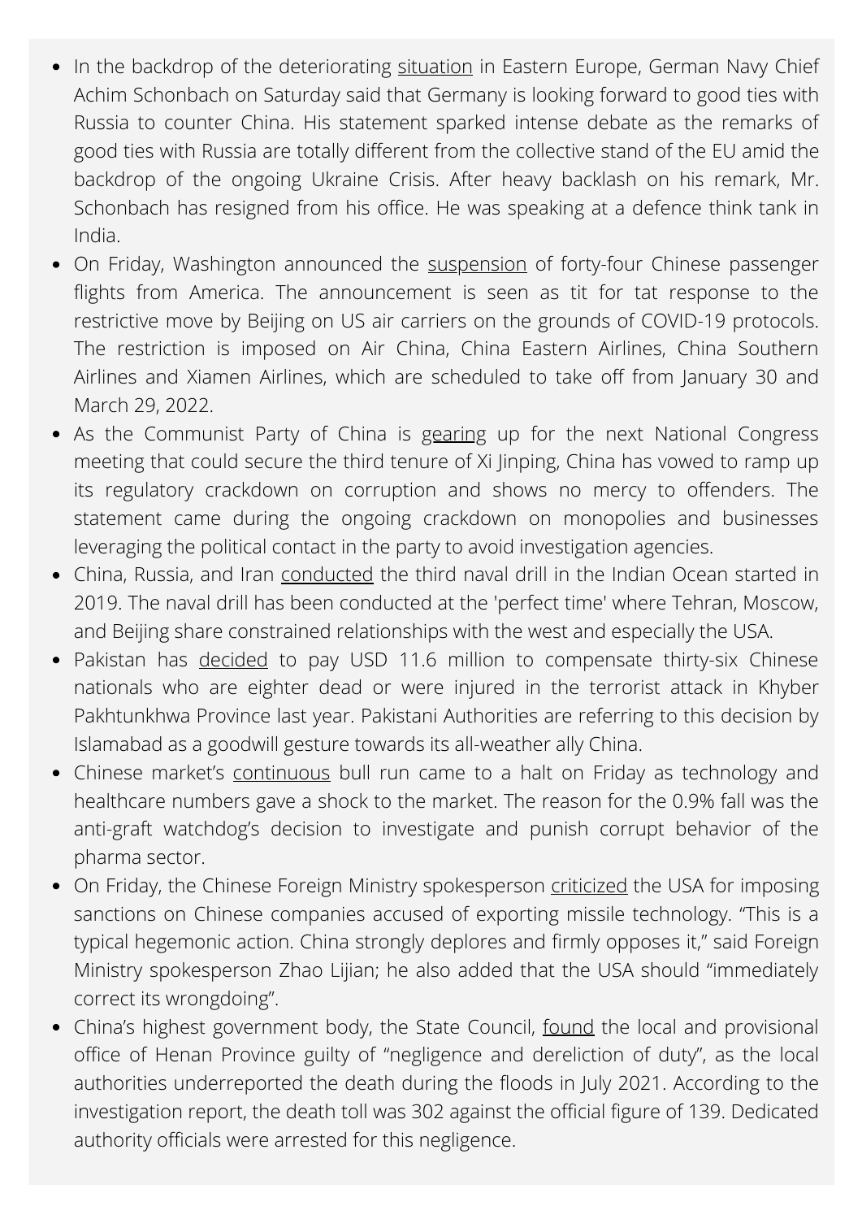- In the backdrop of the deteriorating situation in Eastern Europe, German Navy Chief Achim Schonbach on Saturday said that Germany is looking forward to good ties with Russia to counter China. His statement sparked intense debate as the remarks of good ties with Russia are totally different from the collective stand of the EU amid the backdrop of the ongoing Ukraine Crisis. After heavy backlash on his remark, Mr. Schonbach has resigned from his office. He was speaking at a defence think tank in India.
- On Friday, Washington announced the suspension of forty-four Chinese passenger flights from America. The announcement is seen as tit for tat response to the restrictive move by Beijing on US air carriers on the grounds of COVID-19 protocols. The restriction is imposed on Air China, China Eastern Airlines, China Southern Airlines and Xiamen Airlines, which are scheduled to take off from January 30 and March 29, 2022.
- As the Communist Party of China is gearing up for the next National Congress meeting that could secure the third tenure of Xi Jinping, China has vowed to ramp up its regulatory crackdown on corruption and shows no mercy to offenders. The statement came during the ongoing crackdown on monopolies and businesses leveraging the political contact in the party to avoid investigation agencies.
- China, Russia, and Iran conducted the third naval drill in the Indian Ocean started in 2019. The naval drill has been conducted at the 'perfect time' where Tehran, Moscow, and Beijing share constrained relationships with the west and especially the USA.
- Pakistan has decided to pay USD 11.6 million to compensate thirty-six Chinese nationals who are eighter dead or were injured in the terrorist attack in Khyber Pakhtunkhwa Province last year. Pakistani Authorities are referring to this decision by Islamabad as a goodwill gesture towards its all-weather ally China.
- Chinese market's continuous bull run came to a halt on Friday as technology and healthcare numbers gave a shock to the market. The reason for the 0.9% fall was the anti-graft watchdog's decision to investigate and punish corrupt behavior of the pharma sector.
- On Friday, the Chinese Foreign Ministry spokesperson criticized the USA for imposing sanctions on Chinese companies accused of exporting missile technology. "This is a typical hegemonic action. China strongly deplores and firmly opposes it," said Foreign Ministry spokesperson Zhao Lijian; he also added that the USA should "immediately correct its wrongdoing".
- China's highest government body, the State Council, found the local and provisional office of Henan Province guilty of "negligence and dereliction of duty", as the local authorities underreported the death during the floods in July 2021. According to the investigation report, the death toll was 302 against the official figure of 139. Dedicated authority officials were arrested for this negligence.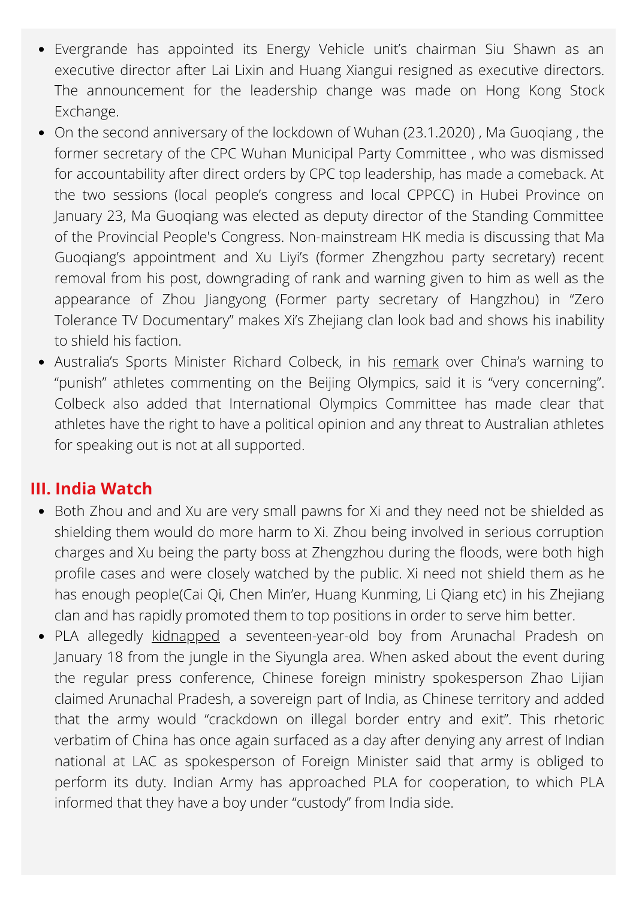- Evergrande has appointed its Energy Vehicle unit's chairman Siu Shawn as an executive director after Lai Lixin and Huang Xiangui resigned as executive directors. The announcement for the leadership change was made on Hong Kong Stock Exchange.
- On the second anniversary of the lockdown of Wuhan (23.1.2020) , Ma Guoqiang , the former secretary of the CPC Wuhan Municipal Party Committee , who was dismissed for accountability after direct orders by CPC top leadership, has made a comeback. At the two sessions (local people's congress and local CPPCC) in Hubei Province on January 23, Ma Guoqiang was elected as deputy director of the Standing Committee of the Provincial People's Congress. Non-mainstream HK media is discussing that Ma Guoqiang's appointment and Xu Liyi's (former Zhengzhou party secretary) recent removal from his post, downgrading of rank and warning given to him as well as the appearance of Zhou Jiangyong (Former party secretary of Hangzhou) in "Zero Tolerance TV Documentary" makes Xi's Zhejiang clan look bad and shows his inability to shield his faction.
- Australia's Sports Minister Richard Colbeck, in his remark over China's warning to "punish" athletes commenting on the Beijing Olympics, said it is "very concerning". Colbeck also added that International Olympics Committee has made clear that athletes have the right to have a political opinion and any threat to Australian athletes for speaking out is not at all supported.

## III. India Watch

- Both Zhou and and Xu are very small pawns for Xi and they need not be shielded as shielding them would do more harm to Xi. Zhou being involved in serious corruption charges and Xu being the party boss at Zhengzhou during the floods, were both high profile cases and were closely watched by the public. Xi need not shield them as he has enough people(Cai Qi, Chen Min'er, Huang Kunming, Li Qiang etc) in his Zhejiang clan and has rapidly promoted them to top positions in order to serve him better.
- PLA allegedly kidnapped a seventeen-year-old boy from Arunachal Pradesh on January 18 from the jungle in the Siyungla area. When asked about the event during the regular press conference, Chinese foreign ministry spokesperson Zhao Lijian claimed Arunachal Pradesh, a sovereign part of India, as Chinese territory and added that the army would "crackdown on illegal border entry and exit". This rhetoric verbatim of China has once again surfaced as a day after denying any arrest of Indian national at LAC as spokesperson of Foreign Minister said that army is obliged to perform its duty. Indian Army has approached PLA for cooperation, to which PLA informed that they have a boy under "custody" from India side.